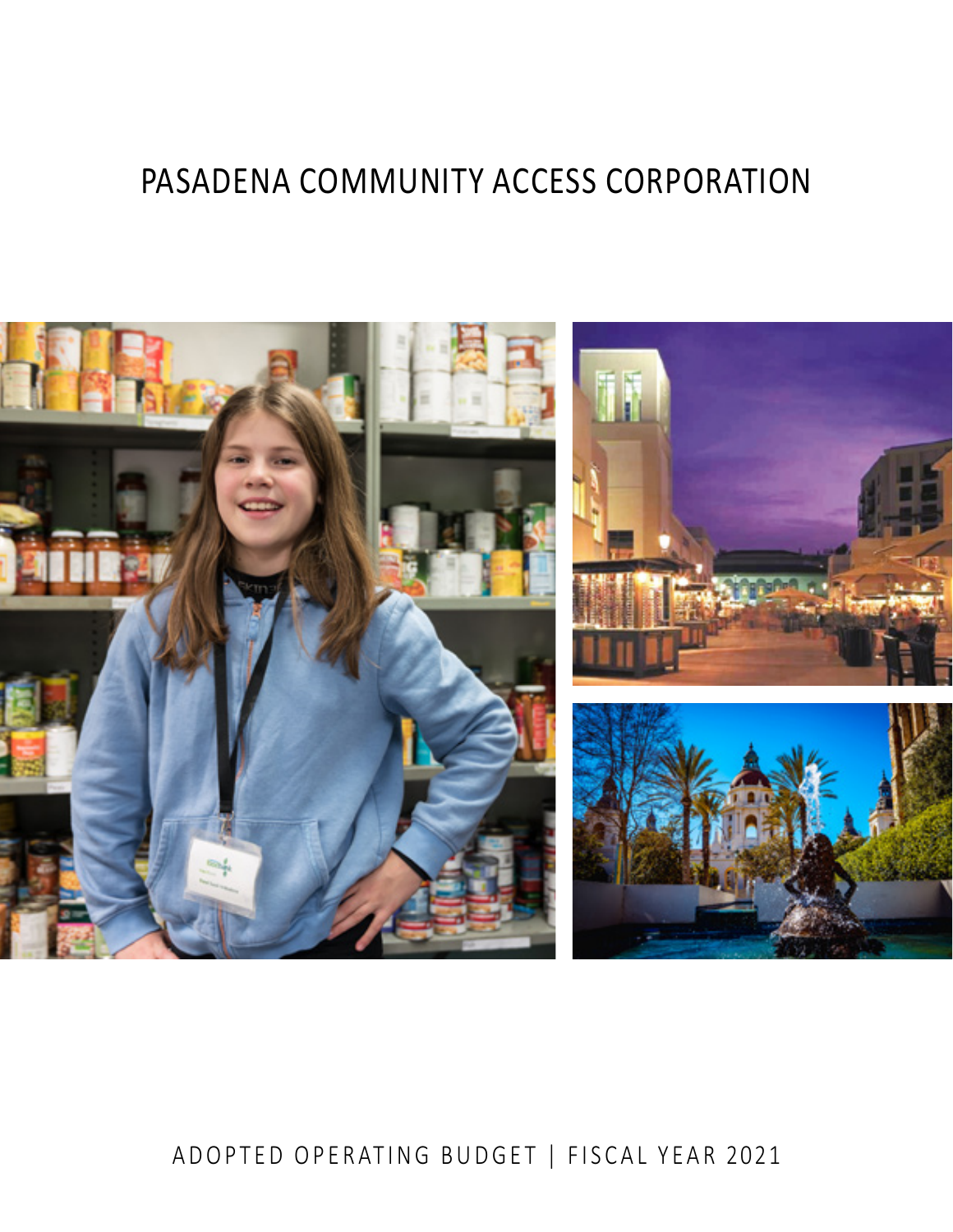# PASADENA COMMUNITY ACCESS CORPORATION

ADOPTED OPERATING BUDGET | FISCAL YEAR 2021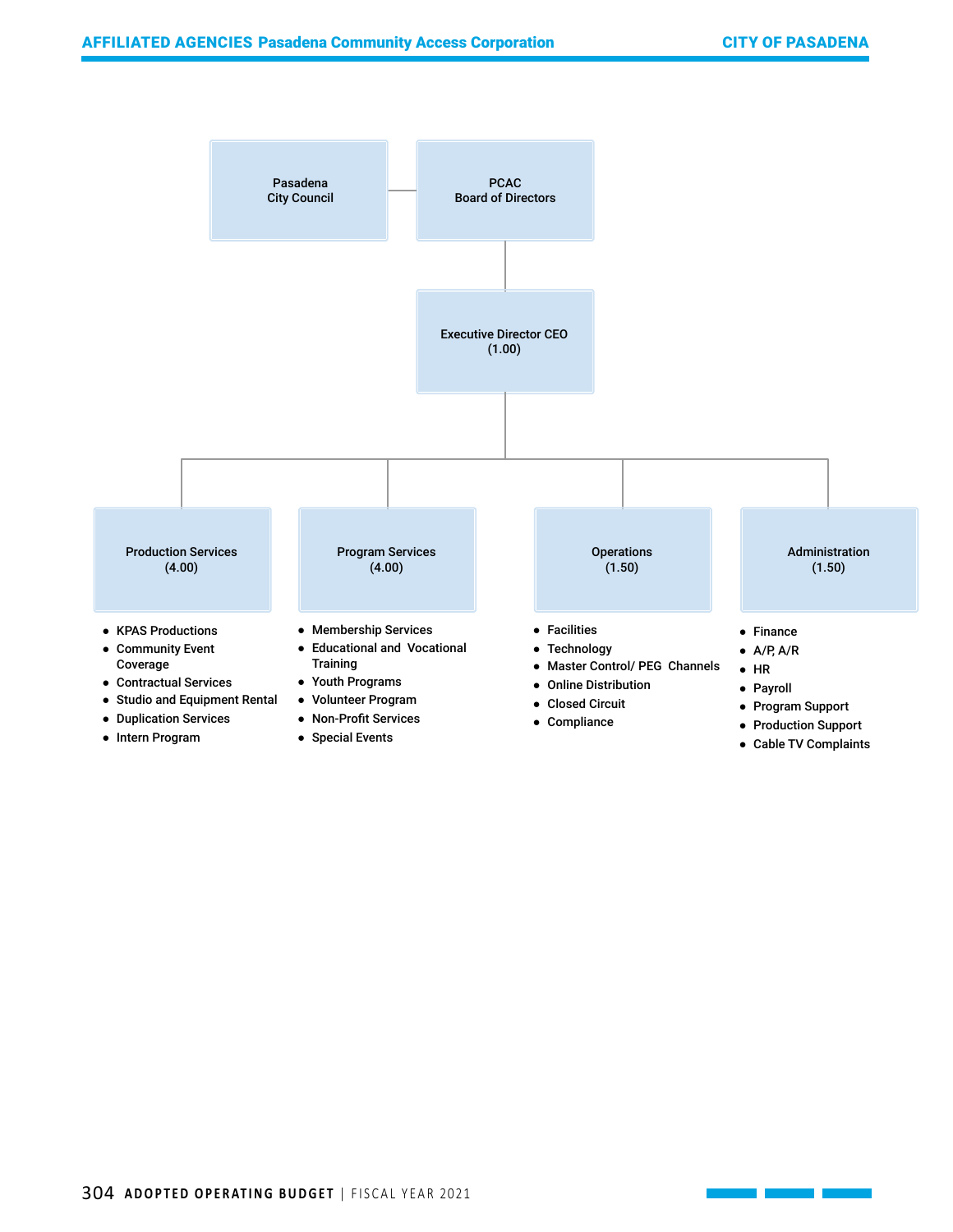Pasadena City Council — PCAC Board of Directors

Executive Director CEO (1.00)

**Production Services (4.00)**

- KPAS Productions
- Community Event Coverage
- Contractual Services
- Studio and Equipment Rental
- Duplication Services
- Intern Program

**Program Services (4.00)**

- Membership Services
- Educational and Vocational Training
- Youth Programs
- Volunteer Program
- Non-Profit Services
- Special Events

**Operations (1.50)**

- Facilities
- Technology
- Master Control/ PEG Channels
- Online Distribution
- Closed Circuit
- Compliance

**Administration (1.50)**

- Finance
- A/P, A/R
- HR
- Payroll
- Program Support
- Production Support
- Cable TV Complaints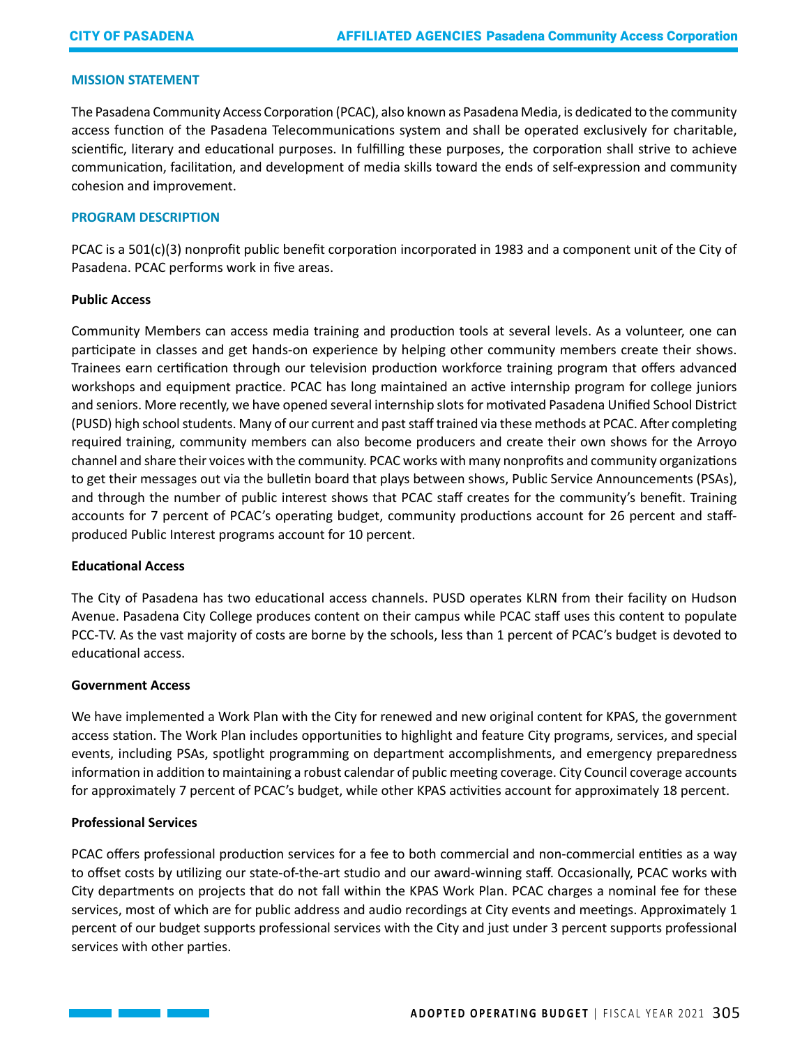## MISSION STATEMENT

The Pasadena Community Access Corporation (PCAC), also known as Pasadena Media, is dedicated to the community access function of the Pasadena Telecommunications system and shall be operated exclusively for charitable, scientific, literary and educational purposes. In fulfilling these purposes, the corporation shall strive to achieve communication, facilitation, and development of media skills toward the ends of self-expression and community cohesion and improvement.

## PROGRAM DESCRIPTION

PCAC is a 501(c)(3) nonprofit public benefit corporation incorporated in 1983 and a component unit of the City of Pasadena. PCAC performs work in five areas.

### Public Access

Community Members can access media training and production tools at several levels. As a volunteer, one can participate in classes and get hands-on experience by helping other community members create their shows. Trainees earn certification through our television production workforce training program that offers advanced workshops and equipment practice. PCAC has long maintained an active internship program for college juniors and seniors. More recently, we have opened several internship slots for motivated Pasadena Unified School District (PUSD) high school students. Many of our current and past staff trained via these methods at PCAC. After completing required training, community members can also become producers and create their own shows for the Arroyo channel and share their voices with the community. PCAC works with many nonprofits and community organizations to get their messages out via the bulletin board that plays between shows, Public Service Announcements (PSAs), and through the number of public interest shows that PCAC staff creates for the community's benefit. Training accounts for 7 percent of PCAC's operating budget, community productions account for 26 percent and staff-produced Public Interest programs account for 10 percent.

### Educational Access

The City of Pasadena has two educational access channels. PUSD operates KLRN from their facility on Hudson Avenue. Pasadena City College produces content on their campus while PCAC staff uses this content to populate PCC-TV. As the vast majority of costs are borne by the schools, less than 1 percent of PCAC's budget is devoted to educational access.

### Government Access

We have implemented a Work Plan with the City for renewed and new original content for KPAS, the government access station. The Work Plan includes opportunities to highlight and feature City programs, services, and special events, including PSAs, spotlight programming on department accomplishments, and emergency preparedness information in addition to maintaining a robust calendar of public meeting coverage. City Council coverage accounts for approximately 7 percent of PCAC's budget, while other KPAS activities account for approximately 18 percent.

### Professional Services

PCAC offers professional production services for a fee to both commercial and non-commercial entities as a way to offset costs by utilizing our state-of-the-art studio and our award-winning staff. Occasionally, PCAC works with City departments on projects that do not fall within the KPAS Work Plan. PCAC charges a nominal fee for these services, most of which are for public address and audio recordings at City events and meetings. Approximately 1 percent of our budget supports professional services with the City and just under 3 percent supports professional services with other parties.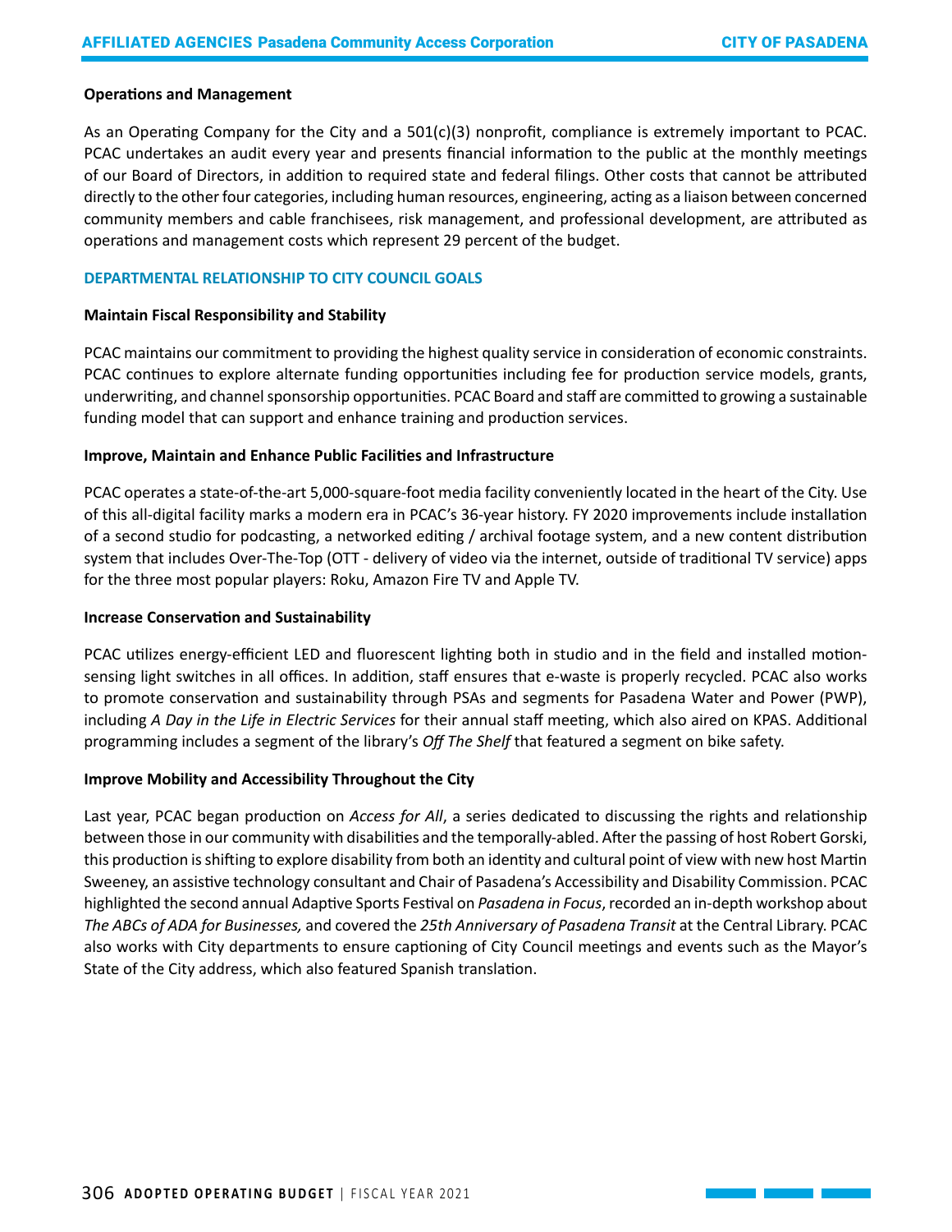### Operations and Management

As an Operating Company for the City and a 501(c)(3) nonprofit, compliance is extremely important to PCAC. PCAC undertakes an audit every year and presents financial information to the public at the monthly meetings of our Board of Directors, in addition to required state and federal filings. Other costs that cannot be attributed directly to the other four categories, including human resources, engineering, acting as a liaison between concerned community members and cable franchisees, risk management, and professional development, are attributed as operations and management costs which represent 29 percent of the budget.

## DEPARTMENTAL RELATIONSHIP TO CITY COUNCIL GOALS

### Maintain Fiscal Responsibility and Stability

PCAC maintains our commitment to providing the highest quality service in consideration of economic constraints. PCAC continues to explore alternate funding opportunities including fee for production service models, grants, underwriting, and channel sponsorship opportunities. PCAC Board and staff are committed to growing a sustainable funding model that can support and enhance training and production services.

### Improve, Maintain and Enhance Public Facilities and Infrastructure

PCAC operates a state-of-the-art 5,000-square-foot media facility conveniently located in the heart of the City. Use of this all-digital facility marks a modern era in PCAC's 36-year history. FY 2020 improvements include installation of a second studio for podcasting, a networked editing / archival footage system, and a new content distribution system that includes Over-The-Top (OTT - delivery of video via the internet, outside of traditional TV service) apps for the three most popular players: Roku, Amazon Fire TV and Apple TV.

### Increase Conservation and Sustainability

PCAC utilizes energy-efficient LED and fluorescent lighting both in studio and in the field and installed motion-sensing light switches in all offices. In addition, staff ensures that e-waste is properly recycled. PCAC also works to promote conservation and sustainability through PSAs and segments for Pasadena Water and Power (PWP), including *A Day in the Life in Electric Services* for their annual staff meeting, which also aired on KPAS. Additional programming includes a segment of the library's *Off The Shelf* that featured a segment on bike safety.

### Improve Mobility and Accessibility Throughout the City

Last year, PCAC began production on *Access for All*, a series dedicated to discussing the rights and relationship between those in our community with disabilities and the temporally-abled. After the passing of host Robert Gorski, this production is shifting to explore disability from both an identity and cultural point of view with new host Martin Sweeney, an assistive technology consultant and Chair of Pasadena's Accessibility and Disability Commission. PCAC highlighted the second annual Adaptive Sports Festival on *Pasadena in Focus*, recorded an in-depth workshop about *The ABCs of ADA for Businesses,* and covered the *25th Anniversary of Pasadena Transit* at the Central Library. PCAC also works with City departments to ensure captioning of City Council meetings and events such as the Mayor's State of the City address, which also featured Spanish translation.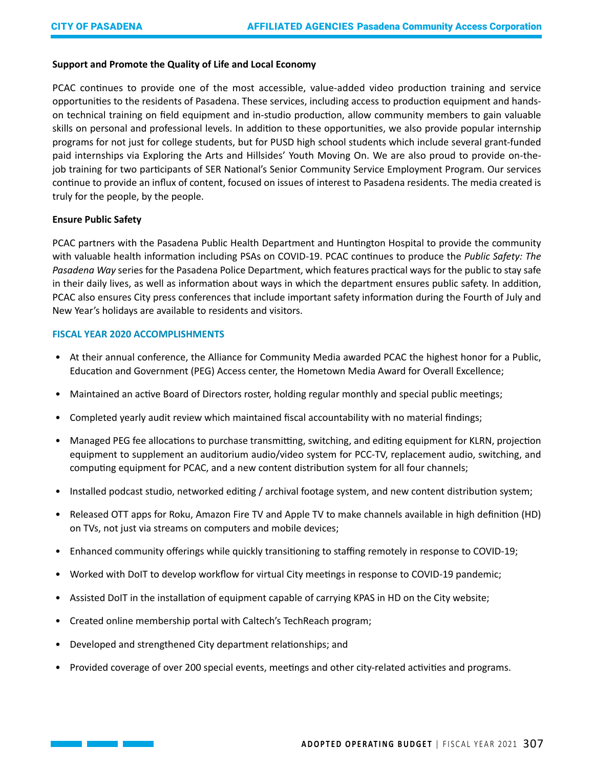**Support and Promote the Quality of Life and Local Economy**

PCAC continues to provide one of the most accessible, value-added video production training and service opportunities to the residents of Pasadena. These services, including access to production equipment and hands-on technical training on field equipment and in-studio production, allow community members to gain valuable skills on personal and professional levels. In addition to these opportunities, we also provide popular internship programs for not just for college students, but for PUSD high school students which include several grant-funded paid internships via Exploring the Arts and Hillsides' Youth Moving On. We are also proud to provide on-the-job training for two participants of SER National's Senior Community Service Employment Program. Our services continue to provide an influx of content, focused on issues of interest to Pasadena residents. The media created is truly for the people, by the people.

**Ensure Public Safety**

PCAC partners with the Pasadena Public Health Department and Huntington Hospital to provide the community with valuable health information including PSAs on COVID-19. PCAC continues to produce the *Public Safety: The Pasadena Way* series for the Pasadena Police Department, which features practical ways for the public to stay safe in their daily lives, as well as information about ways in which the department ensures public safety. In addition, PCAC also ensures City press conferences that include important safety information during the Fourth of July and New Year's holidays are available to residents and visitors.

## FISCAL YEAR 2020 ACCOMPLISHMENTS

- At their annual conference, the Alliance for Community Media awarded PCAC the highest honor for a Public, Education and Government (PEG) Access center, the Hometown Media Award for Overall Excellence;
- Maintained an active Board of Directors roster, holding regular monthly and special public meetings;
- Completed yearly audit review which maintained fiscal accountability with no material findings;
- Managed PEG fee allocations to purchase transmitting, switching, and editing equipment for KLRN, projection equipment to supplement an auditorium audio/video system for PCC-TV, replacement audio, switching, and computing equipment for PCAC, and a new content distribution system for all four channels;
- Installed podcast studio, networked editing / archival footage system, and new content distribution system;
- Released OTT apps for Roku, Amazon Fire TV and Apple TV to make channels available in high definition (HD) on TVs, not just via streams on computers and mobile devices;
- Enhanced community offerings while quickly transitioning to staffing remotely in response to COVID-19;
- Worked with DoIT to develop workflow for virtual City meetings in response to COVID-19 pandemic;
- Assisted DoIT in the installation of equipment capable of carrying KPAS in HD on the City website;
- Created online membership portal with Caltech's TechReach program;
- Developed and strengthened City department relationships; and
- Provided coverage of over 200 special events, meetings and other city-related activities and programs.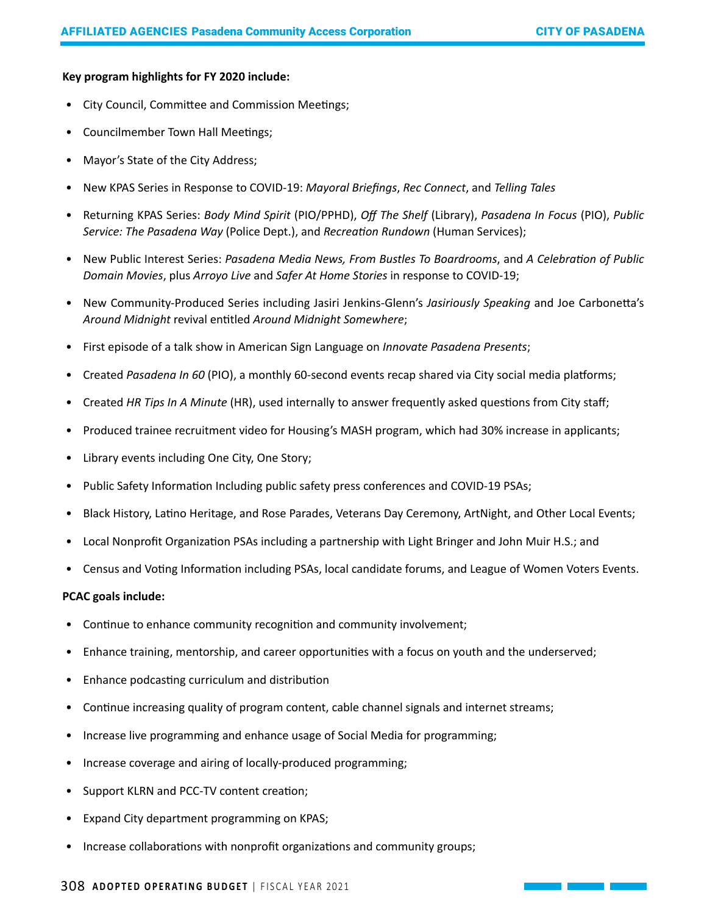**Key program highlights for FY 2020 include:**

- City Council, Committee and Commission Meetings;
- Councilmember Town Hall Meetings;
- Mayor's State of the City Address;
- New KPAS Series in Response to COVID-19: *Mayoral Briefings*, *Rec Connect*, and *Telling Tales*
- Returning KPAS Series: *Body Mind Spirit* (PIO/PPHD), *Off The Shelf* (Library), *Pasadena In Focus* (PIO), *Public Service: The Pasadena Way* (Police Dept.), and *Recreation Rundown* (Human Services);
- New Public Interest Series: *Pasadena Media News, From Bustles To Boardrooms*, and *A Celebration of Public Domain Movies*, plus *Arroyo Live* and *Safer At Home Stories* in response to COVID-19;
- New Community-Produced Series including Jasiri Jenkins-Glenn's *Jasiriously Speaking* and Joe Carbonetta's *Around Midnight* revival entitled *Around Midnight Somewhere*;
- First episode of a talk show in American Sign Language on *Innovate Pasadena Presents*;
- Created *Pasadena In 60* (PIO), a monthly 60-second events recap shared via City social media platforms;
- Created *HR Tips In A Minute* (HR), used internally to answer frequently asked questions from City staff;
- Produced trainee recruitment video for Housing's MASH program, which had 30% increase in applicants;
- Library events including One City, One Story;
- Public Safety Information Including public safety press conferences and COVID-19 PSAs;
- Black History, Latino Heritage, and Rose Parades, Veterans Day Ceremony, ArtNight, and Other Local Events;
- Local Nonprofit Organization PSAs including a partnership with Light Bringer and John Muir H.S.; and
- Census and Voting Information including PSAs, local candidate forums, and League of Women Voters Events.

**PCAC goals include:**

- Continue to enhance community recognition and community involvement;
- Enhance training, mentorship, and career opportunities with a focus on youth and the underserved;
- Enhance podcasting curriculum and distribution
- Continue increasing quality of program content, cable channel signals and internet streams;
- Increase live programming and enhance usage of Social Media for programming;
- Increase coverage and airing of locally-produced programming;
- Support KLRN and PCC-TV content creation;
- Expand City department programming on KPAS;
- Increase collaborations with nonprofit organizations and community groups;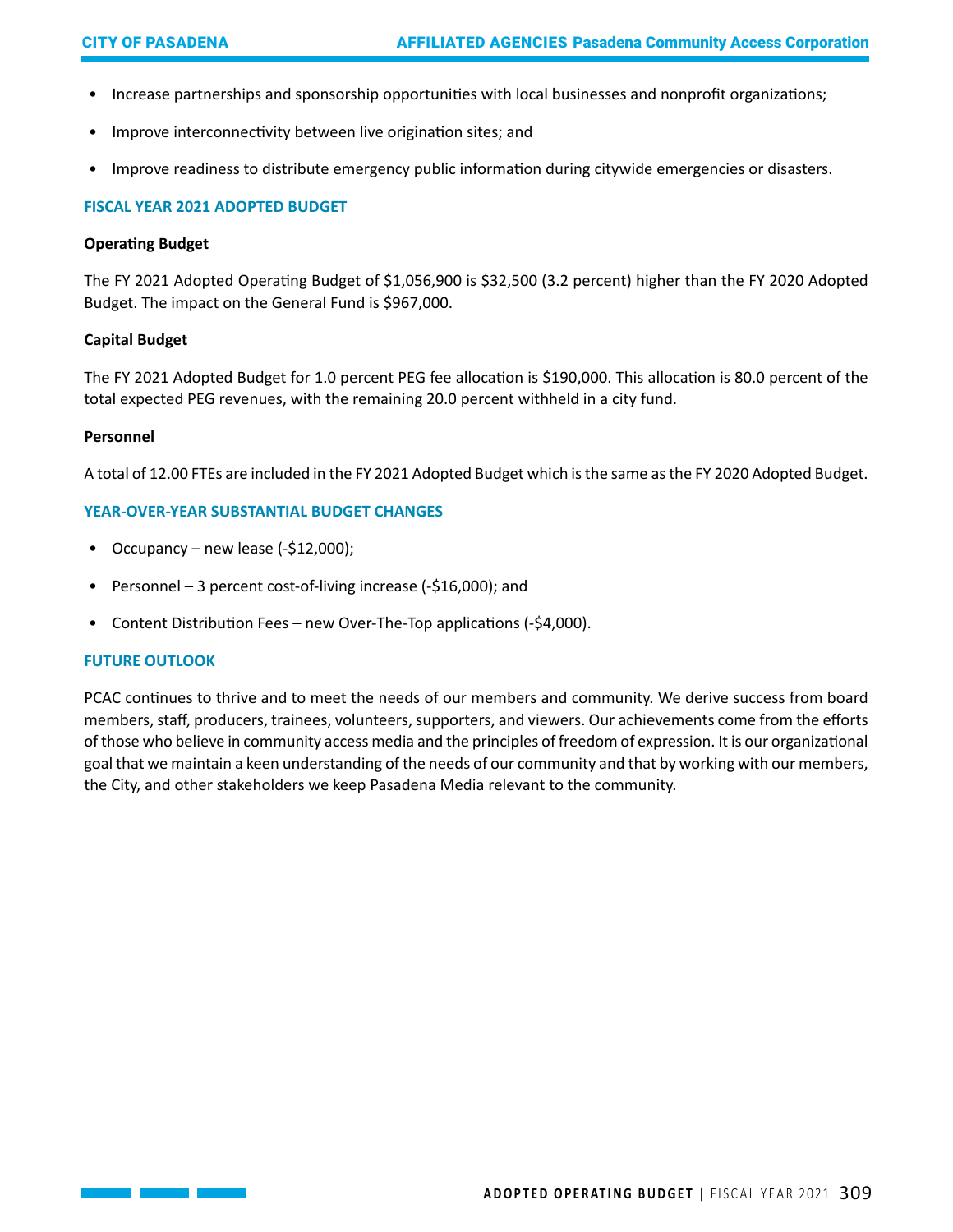- Increase partnerships and sponsorship opportunities with local businesses and nonprofit organizations;
- Improve interconnectivity between live origination sites; and
- Improve readiness to distribute emergency public information during citywide emergencies or disasters.

## FISCAL YEAR 2021 ADOPTED BUDGET

**Operating Budget**

The FY 2021 Adopted Operating Budget of $1,056,900 is $32,500 (3.2 percent) higher than the FY 2020 Adopted Budget. The impact on the General Fund is $967,000.

**Capital Budget**

The FY 2021 Adopted Budget for 1.0 percent PEG fee allocation is $190,000. This allocation is 80.0 percent of the total expected PEG revenues, with the remaining 20.0 percent withheld in a city fund.

**Personnel**

A total of 12.00 FTEs are included in the FY 2021 Adopted Budget which is the same as the FY 2020 Adopted Budget.

## YEAR-OVER-YEAR SUBSTANTIAL BUDGET CHANGES

- Occupancy – new lease (-$12,000);
- Personnel – 3 percent cost-of-living increase (-$16,000); and
- Content Distribution Fees – new Over-The-Top applications (-$4,000).

## FUTURE OUTLOOK

PCAC continues to thrive and to meet the needs of our members and community. We derive success from board members, staff, producers, trainees, volunteers, supporters, and viewers. Our achievements come from the efforts of those who believe in community access media and the principles of freedom of expression. It is our organizational goal that we maintain a keen understanding of the needs of our community and that by working with our members, the City, and other stakeholders we keep Pasadena Media relevant to the community.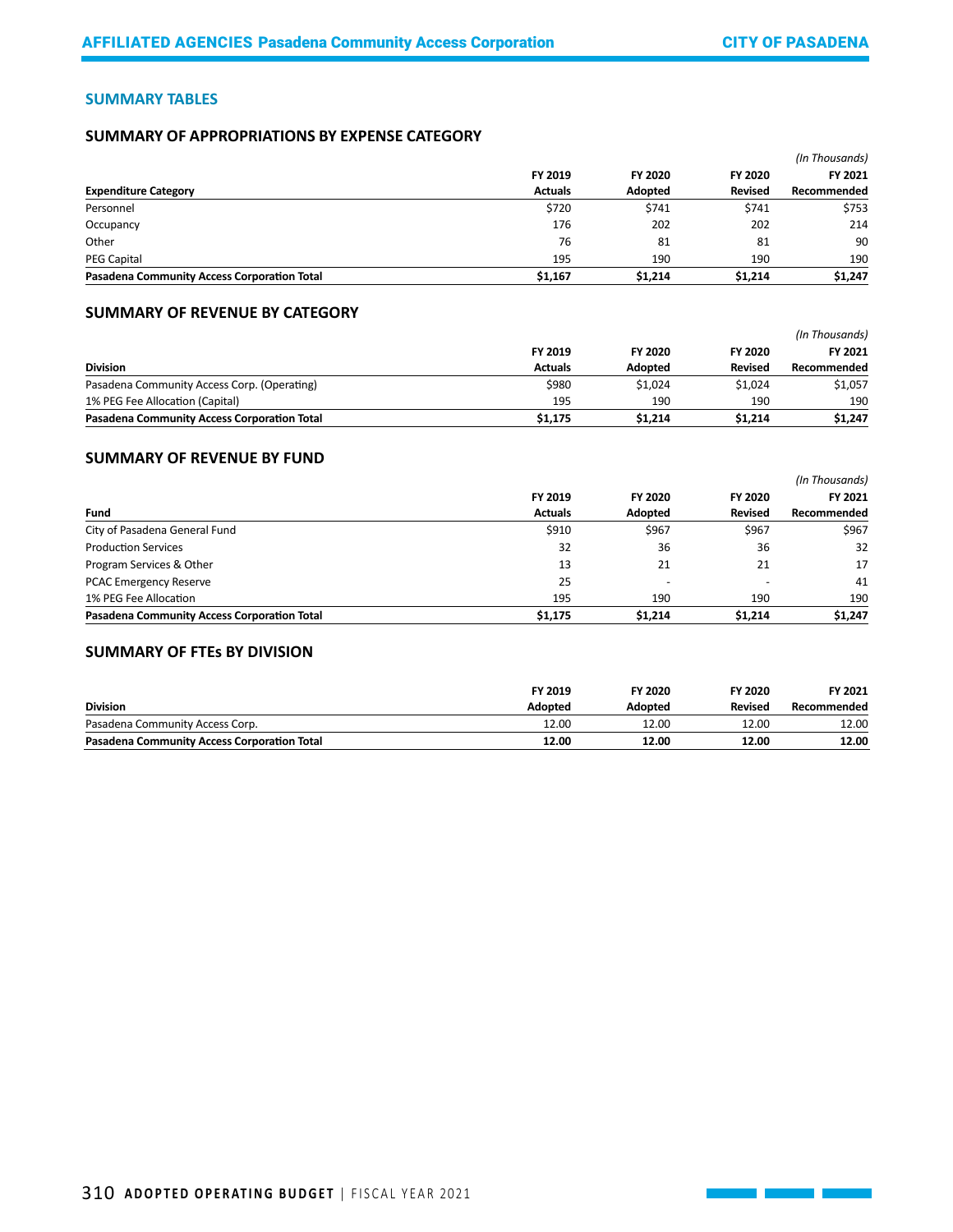## SUMMARY TABLES

### SUMMARY OF APPROPRIATIONS BY EXPENSE CATEGORY

*(In Thousands)*

| Expenditure Category | FY 2019 Actuals | FY 2020 Adopted | FY 2020 Revised | FY 2021 Recommended |
|---|---|---|---|---|
| Personnel | $720 | $741 | $741 | $753 |
| Occupancy | 176 | 202 | 202 | 214 |
| Other | 76 | 81 | 81 | 90 |
| PEG Capital | 195 | 190 | 190 | 190 |
| **Pasadena Community Access Corporation Total** | **$1,167** | **$1,214** | **$1,214** | **$1,247** |

### SUMMARY OF REVENUE BY CATEGORY

*(In Thousands)*

| Division | FY 2019 Actuals | FY 2020 Adopted | FY 2020 Revised | FY 2021 Recommended |
|---|---|---|---|---|
| Pasadena Community Access Corp. (Operating) | $980 | $1,024 | $1,024 | $1,057 |
| 1% PEG Fee Allocation (Capital) | 195 | 190 | 190 | 190 |
| **Pasadena Community Access Corporation Total** | **$1,175** | **$1,214** | **$1,214** | **$1,247** |

### SUMMARY OF REVENUE BY FUND

*(In Thousands)*

| Fund | FY 2019 Actuals | FY 2020 Adopted | FY 2020 Revised | FY 2021 Recommended |
|---|---|---|---|---|
| City of Pasadena General Fund | $910 | $967 | $967 | $967 |
| Production Services | 32 | 36 | 36 | 32 |
| Program Services & Other | 13 | 21 | 21 | 17 |
| PCAC Emergency Reserve | 25 | - | - | 41 |
| 1% PEG Fee Allocation | 195 | 190 | 190 | 190 |
| **Pasadena Community Access Corporation Total** | **$1,175** | **$1,214** | **$1,214** | **$1,247** |

### SUMMARY OF FTEs BY DIVISION

| Division | FY 2019 Adopted | FY 2020 Adopted | FY 2020 Revised | FY 2021 Recommended |
|---|---|---|---|---|
| Pasadena Community Access Corp. | 12.00 | 12.00 | 12.00 | 12.00 |
| **Pasadena Community Access Corporation Total** | **12.00** | **12.00** | **12.00** | **12.00** |